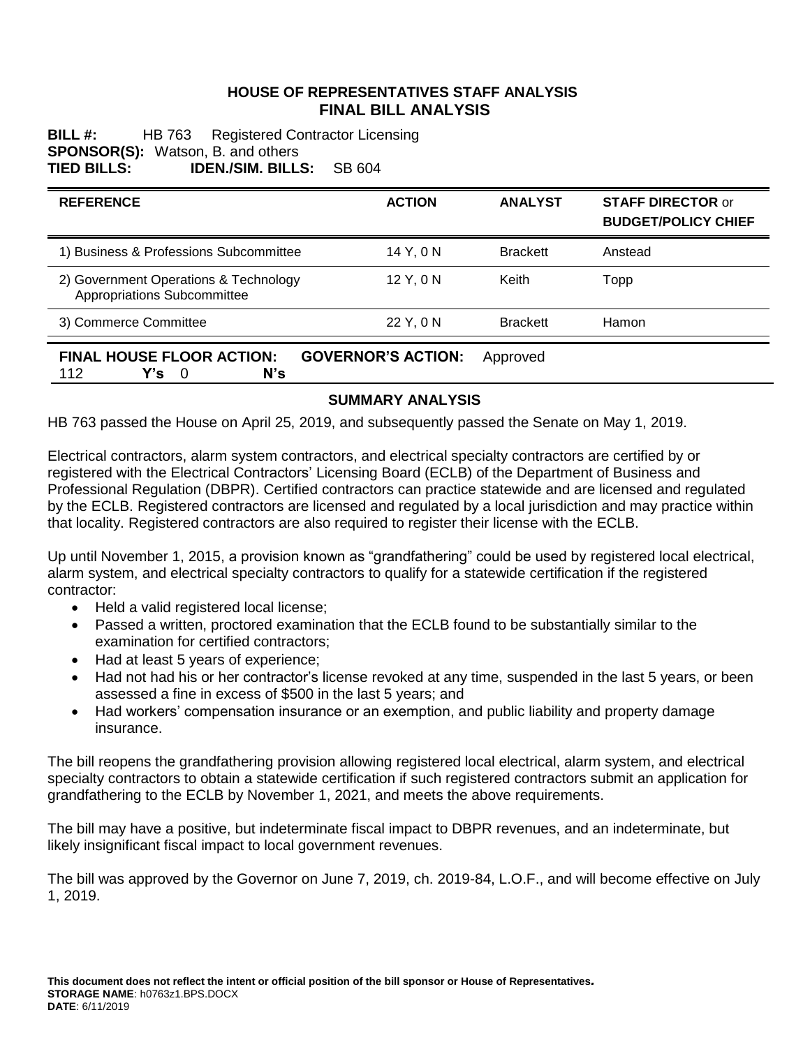# HOUSE OF REPRESENTATIVES STAFF ANALYSIS
## FINAL BILL ANALYSIS

**BILL #:** HB 763 Registered Contractor Licensing
**SPONSOR(S):** Watson, B. and others
**TIED BILLS:** **IDEN./SIM. BILLS:** SB 604

| REFERENCE | ACTION | ANALYST | STAFF DIRECTOR or BUDGET/POLICY CHIEF |
|---|---|---|---|
| 1) Business & Professions Subcommittee | 14 Y, 0 N | Brackett | Anstead |
| 2) Government Operations & Technology Appropriations Subcommittee | 12 Y, 0 N | Keith | Topp |
| 3) Commerce Committee | 22 Y, 0 N | Brackett | Hamon |

**FINAL HOUSE FLOOR ACTION:** 112 **Y's** 0 **N's** **GOVERNOR'S ACTION:** Approved

### SUMMARY ANALYSIS

HB 763 passed the House on April 25, 2019, and subsequently passed the Senate on May 1, 2019.

Electrical contractors, alarm system contractors, and electrical specialty contractors are certified by or registered with the Electrical Contractors' Licensing Board (ECLB) of the Department of Business and Professional Regulation (DBPR). Certified contractors can practice statewide and are licensed and regulated by the ECLB. Registered contractors are licensed and regulated by a local jurisdiction and may practice within that locality. Registered contractors are also required to register their license with the ECLB.

Up until November 1, 2015, a provision known as "grandfathering" could be used by registered local electrical, alarm system, and electrical specialty contractors to qualify for a statewide certification if the registered contractor:

- Held a valid registered local license;
- Passed a written, proctored examination that the ECLB found to be substantially similar to the examination for certified contractors;
- Had at least 5 years of experience;
- Had not had his or her contractor's license revoked at any time, suspended in the last 5 years, or been assessed a fine in excess of $500 in the last 5 years; and
- Had workers' compensation insurance or an exemption, and public liability and property damage insurance.

The bill reopens the grandfathering provision allowing registered local electrical, alarm system, and electrical specialty contractors to obtain a statewide certification if such registered contractors submit an application for grandfathering to the ECLB by November 1, 2021, and meets the above requirements.

The bill may have a positive, but indeterminate fiscal impact to DBPR revenues, and an indeterminate, but likely insignificant fiscal impact to local government revenues.

The bill was approved by the Governor on June 7, 2019, ch. 2019-84, L.O.F., and will become effective on July 1, 2019.

**This document does not reflect the intent or official position of the bill sponsor or House of Representatives.**
**STORAGE NAME**: h0763z1.BPS.DOCX
**DATE**: 6/11/2019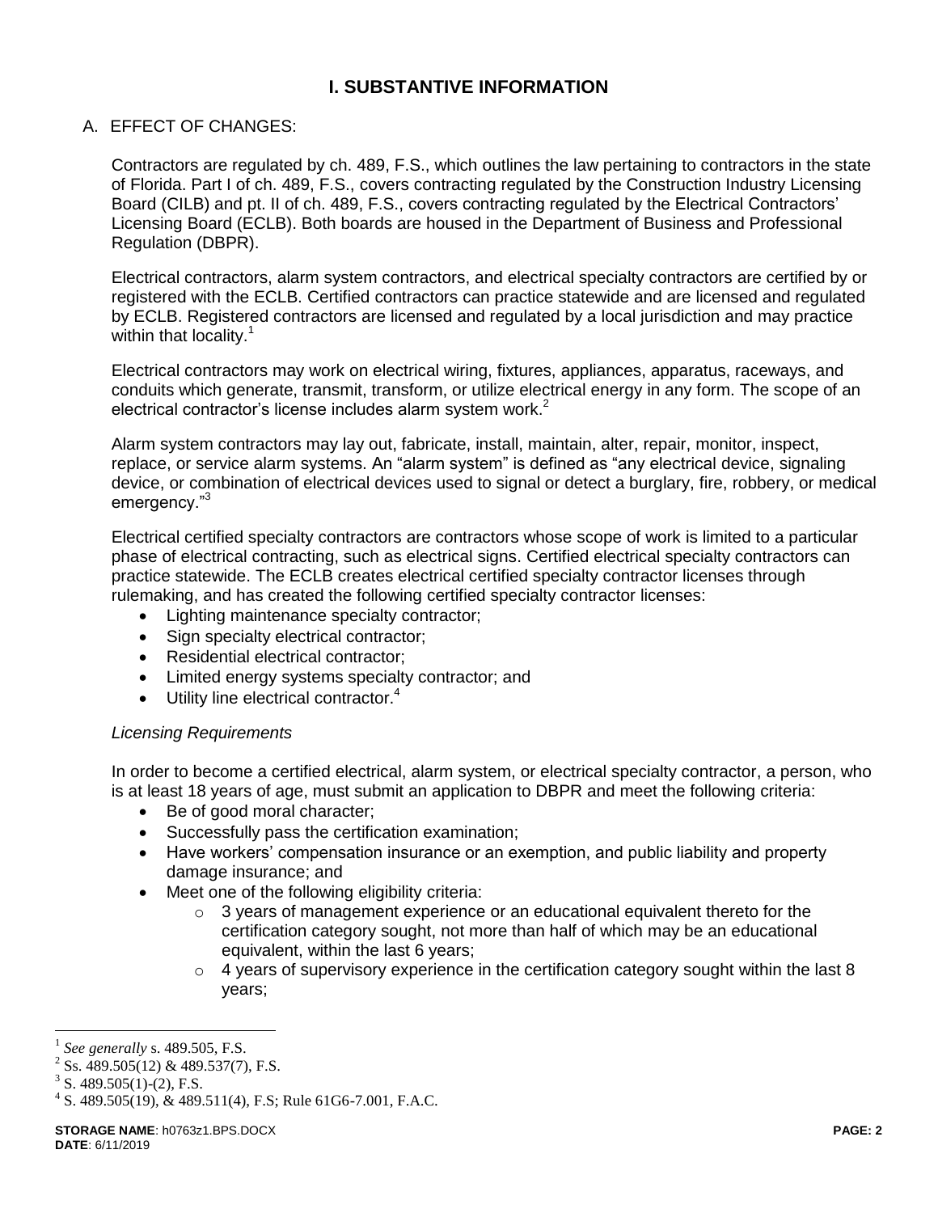# I. SUBSTANTIVE INFORMATION

## A. EFFECT OF CHANGES:

Contractors are regulated by ch. 489, F.S., which outlines the law pertaining to contractors in the state of Florida. Part I of ch. 489, F.S., covers contracting regulated by the Construction Industry Licensing Board (CILB) and pt. II of ch. 489, F.S., covers contracting regulated by the Electrical Contractors' Licensing Board (ECLB). Both boards are housed in the Department of Business and Professional Regulation (DBPR).

Electrical contractors, alarm system contractors, and electrical specialty contractors are certified by or registered with the ECLB. Certified contractors can practice statewide and are licensed and regulated by ECLB. Registered contractors are licensed and regulated by a local jurisdiction and may practice within that locality.[1]

Electrical contractors may work on electrical wiring, fixtures, appliances, apparatus, raceways, and conduits which generate, transmit, transform, or utilize electrical energy in any form. The scope of an electrical contractor's license includes alarm system work.[2]

Alarm system contractors may lay out, fabricate, install, maintain, alter, repair, monitor, inspect, replace, or service alarm systems. An "alarm system" is defined as "any electrical device, signaling device, or combination of electrical devices used to signal or detect a burglary, fire, robbery, or medical emergency."[3]

Electrical certified specialty contractors are contractors whose scope of work is limited to a particular phase of electrical contracting, such as electrical signs. Certified electrical specialty contractors can practice statewide. The ECLB creates electrical certified specialty contractor licenses through rulemaking, and has created the following certified specialty contractor licenses:

- Lighting maintenance specialty contractor;
- Sign specialty electrical contractor;
- Residential electrical contractor;
- Limited energy systems specialty contractor; and
- Utility line electrical contractor.[4]

*Licensing Requirements*

In order to become a certified electrical, alarm system, or electrical specialty contractor, a person, who is at least 18 years of age, must submit an application to DBPR and meet the following criteria:

- Be of good moral character;
- Successfully pass the certification examination;
- Have workers' compensation insurance or an exemption, and public liability and property damage insurance; and
- Meet one of the following eligibility criteria:
  - 3 years of management experience or an educational equivalent thereto for the certification category sought, not more than half of which may be an educational equivalent, within the last 6 years;
  - 4 years of supervisory experience in the certification category sought within the last 8 years;

---

[1] *See generally* s. 489.505, F.S.

[2] Ss. 489.505(12) & 489.537(7), F.S.

[3] S. 489.505(1)-(2), F.S.

[4] S. 489.505(19), & 489.511(4), F.S; Rule 61G6-7.001, F.A.C.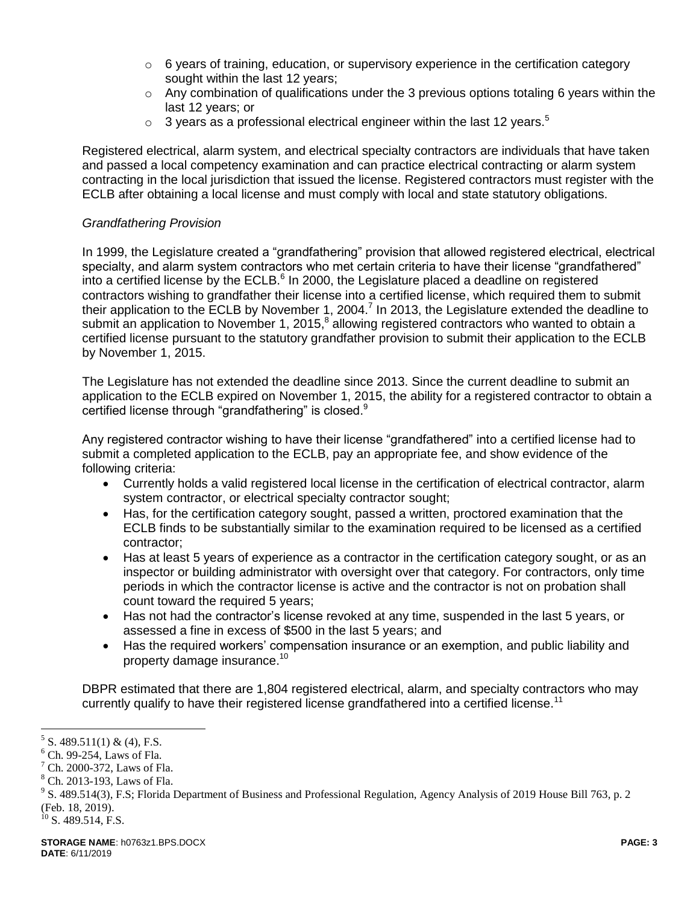- 6 years of training, education, or supervisory experience in the certification category sought within the last 12 years;
  - Any combination of qualifications under the 3 previous options totaling 6 years within the last 12 years; or
  - 3 years as a professional electrical engineer within the last 12 years.[5]

Registered electrical, alarm system, and electrical specialty contractors are individuals that have taken and passed a local competency examination and can practice electrical contracting or alarm system contracting in the local jurisdiction that issued the license. Registered contractors must register with the ECLB after obtaining a local license and must comply with local and state statutory obligations.

*Grandfathering Provision*

In 1999, the Legislature created a "grandfathering" provision that allowed registered electrical, electrical specialty, and alarm system contractors who met certain criteria to have their license "grandfathered" into a certified license by the ECLB.[6] In 2000, the Legislature placed a deadline on registered contractors wishing to grandfather their license into a certified license, which required them to submit their application to the ECLB by November 1, 2004.[7] In 2013, the Legislature extended the deadline to submit an application to November 1, 2015,[8] allowing registered contractors who wanted to obtain a certified license pursuant to the statutory grandfather provision to submit their application to the ECLB by November 1, 2015.

The Legislature has not extended the deadline since 2013. Since the current deadline to submit an application to the ECLB expired on November 1, 2015, the ability for a registered contractor to obtain a certified license through "grandfathering" is closed.[9]

Any registered contractor wishing to have their license "grandfathered" into a certified license had to submit a completed application to the ECLB, pay an appropriate fee, and show evidence of the following criteria:

- Currently holds a valid registered local license in the certification of electrical contractor, alarm system contractor, or electrical specialty contractor sought;
- Has, for the certification category sought, passed a written, proctored examination that the ECLB finds to be substantially similar to the examination required to be licensed as a certified contractor;
- Has at least 5 years of experience as a contractor in the certification category sought, or as an inspector or building administrator with oversight over that category. For contractors, only time periods in which the contractor license is active and the contractor is not on probation shall count toward the required 5 years;
- Has not had the contractor's license revoked at any time, suspended in the last 5 years, or assessed a fine in excess of $500 in the last 5 years; and
- Has the required workers' compensation insurance or an exemption, and public liability and property damage insurance.[10]

DBPR estimated that there are 1,804 registered electrical, alarm, and specialty contractors who may currently qualify to have their registered license grandfathered into a certified license.[11]

---

[5] S. 489.511(1) & (4), F.S.

[6] Ch. 99-254, Laws of Fla.

[7] Ch. 2000-372, Laws of Fla.

[8] Ch. 2013-193, Laws of Fla.

[9] S. 489.514(3), F.S; Florida Department of Business and Professional Regulation, Agency Analysis of 2019 House Bill 763, p. 2 (Feb. 18, 2019).

[10] S. 489.514, F.S.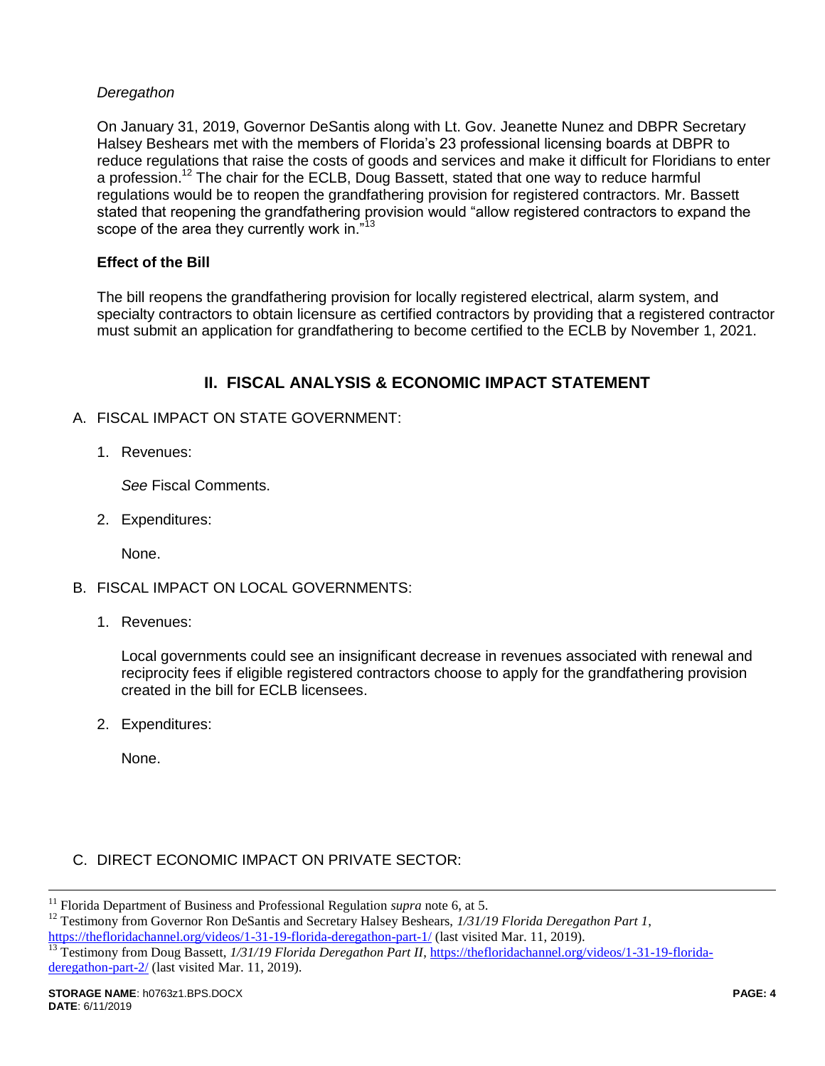*Deregathon*

On January 31, 2019, Governor DeSantis along with Lt. Gov. Jeanette Nunez and DBPR Secretary Halsey Beshears met with the members of Florida's 23 professional licensing boards at DBPR to reduce regulations that raise the costs of goods and services and make it difficult for Floridians to enter a profession.[12] The chair for the ECLB, Doug Bassett, stated that one way to reduce harmful regulations would be to reopen the grandfathering provision for registered contractors. Mr. Bassett stated that reopening the grandfathering provision would "allow registered contractors to expand the scope of the area they currently work in."[13]

**Effect of the Bill**

The bill reopens the grandfathering provision for locally registered electrical, alarm system, and specialty contractors to obtain licensure as certified contractors by providing that a registered contractor must submit an application for grandfathering to become certified to the ECLB by November 1, 2021.

## II. FISCAL ANALYSIS & ECONOMIC IMPACT STATEMENT

A. FISCAL IMPACT ON STATE GOVERNMENT:

1. Revenues:

   *See* Fiscal Comments.

2. Expenditures:

   None.

B. FISCAL IMPACT ON LOCAL GOVERNMENTS:

1. Revenues:

   Local governments could see an insignificant decrease in revenues associated with renewal and reciprocity fees if eligible registered contractors choose to apply for the grandfathering provision created in the bill for ECLB licensees.

2. Expenditures:

   None.

C. DIRECT ECONOMIC IMPACT ON PRIVATE SECTOR:

---

[11] Florida Department of Business and Professional Regulation *supra* note 6, at 5.

[12] Testimony from Governor Ron DeSantis and Secretary Halsey Beshears, *1/31/19 Florida Deregathon Part 1*, https://thefloridachannel.org/videos/1-31-19-florida-deregathon-part-1/ (last visited Mar. 11, 2019).

[13] Testimony from Doug Bassett, *1/31/19 Florida Deregathon Part II*, https://thefloridachannel.org/videos/1-31-19-florida-deregathon-part-2/ (last visited Mar. 11, 2019).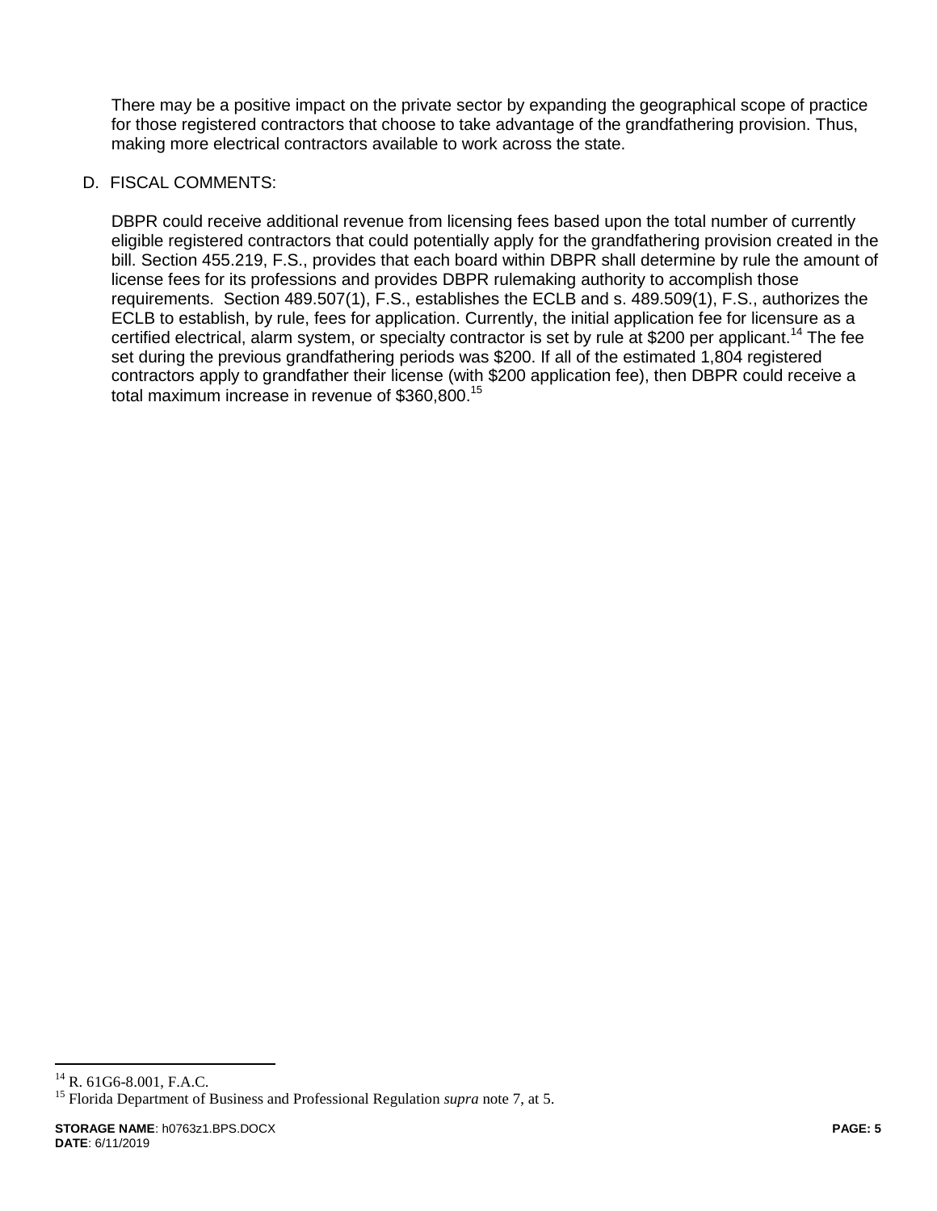There may be a positive impact on the private sector by expanding the geographical scope of practice for those registered contractors that choose to take advantage of the grandfathering provision. Thus, making more electrical contractors available to work across the state.

D. FISCAL COMMENTS:

DBPR could receive additional revenue from licensing fees based upon the total number of currently eligible registered contractors that could potentially apply for the grandfathering provision created in the bill. Section 455.219, F.S., provides that each board within DBPR shall determine by rule the amount of license fees for its professions and provides DBPR rulemaking authority to accomplish those requirements. Section 489.507(1), F.S., establishes the ECLB and s. 489.509(1), F.S., authorizes the ECLB to establish, by rule, fees for application. Currently, the initial application fee for licensure as a certified electrical, alarm system, or specialty contractor is set by rule at $200 per applicant.[14] The fee set during the previous grandfathering periods was $200. If all of the estimated 1,804 registered contractors apply to grandfather their license (with $200 application fee), then DBPR could receive a total maximum increase in revenue of $360,800.[15]

---

[14] R. 61G6-8.001, F.A.C.

[15] Florida Department of Business and Professional Regulation *supra* note 7, at 5.

**STORAGE NAME**: h0763z1.BPS.DOCX
**DATE**: 6/11/2019